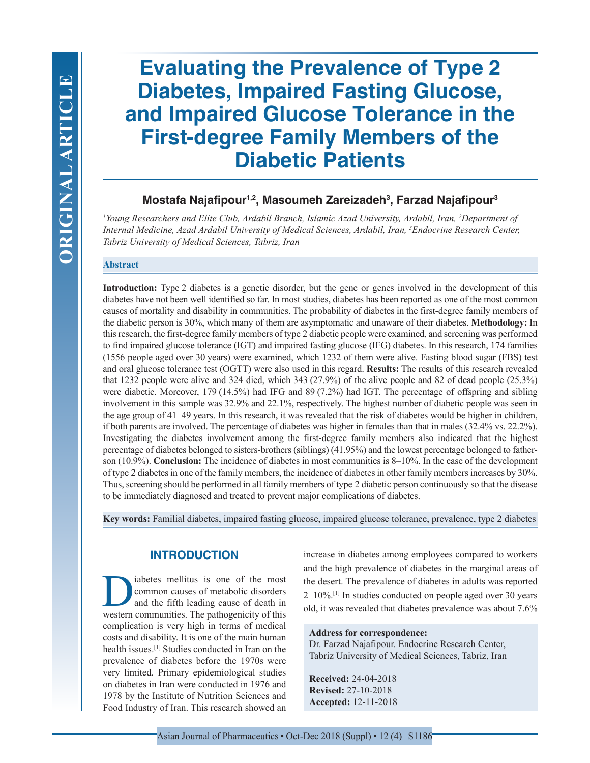# Evaluating the Prevalence of Type 2 Diabetes, Impaired Fasting Glucose, and Impaired Glucose Tolerance in the First-degree Family Members of the Diabetic Patients

**Mostafa Najafipour[1,2], Masoumeh Zareizadeh[3], Farzad Najafipour[3]**

*[1]Young Researchers and Elite Club, Ardabil Branch, Islamic Azad University, Ardabil, Iran, [2]Department of Internal Medicine, Azad Ardabil University of Medical Sciences, Ardabil, Iran, [3]Endocrine Research Center, Tabriz University of Medical Sciences, Tabriz, Iran*

## Abstract

**Introduction:** Type 2 diabetes is a genetic disorder, but the gene or genes involved in the development of this diabetes have not been well identified so far. In most studies, diabetes has been reported as one of the most common causes of mortality and disability in communities. The probability of diabetes in the first-degree family members of the diabetic person is 30%, which many of them are asymptomatic and unaware of their diabetes. **Methodology:** In this research, the first-degree family members of type 2 diabetic people were examined, and screening was performed to find impaired glucose tolerance (IGT) and impaired fasting glucose (IFG) diabetes. In this research, 174 families (1556 people aged over 30 years) were examined, which 1232 of them were alive. Fasting blood sugar (FBS) test and oral glucose tolerance test (OGTT) were also used in this regard. **Results:** The results of this research revealed that 1232 people were alive and 324 died, which 343 (27.9%) of the alive people and 82 of dead people (25.3%) were diabetic. Moreover, 179 (14.5%) had IFG and 89 (7.2%) had IGT. The percentage of offspring and sibling involvement in this sample was 32.9% and 22.1%, respectively. The highest number of diabetic people was seen in the age group of 41–49 years. In this research, it was revealed that the risk of diabetes would be higher in children, if both parents are involved. The percentage of diabetes was higher in females than that in males (32.4% vs. 22.2%). Investigating the diabetes involvement among the first-degree family members also indicated that the highest percentage of diabetes belonged to sisters-brothers (siblings) (41.95%) and the lowest percentage belonged to father-son (10.9%). **Conclusion:** The incidence of diabetes in most communities is 8–10%. In the case of the development of type 2 diabetes in one of the family members, the incidence of diabetes in other family members increases by 30%. Thus, screening should be performed in all family members of type 2 diabetic person continuously so that the disease to be immediately diagnosed and treated to prevent major complications of diabetes.

**Key words:** Familial diabetes, impaired fasting glucose, impaired glucose tolerance, prevalence, type 2 diabetes

## INTRODUCTION

Diabetes mellitus is one of the most common causes of metabolic disorders and the fifth leading cause of death in western communities. The pathogenicity of this complication is very high in terms of medical costs and disability. It is one of the main human health issues.[1] Studies conducted in Iran on the prevalence of diabetes before the 1970s were very limited. Primary epidemiological studies on diabetes in Iran were conducted in 1976 and 1978 by the Institute of Nutrition Sciences and Food Industry of Iran. This research showed an increase in diabetes among employees compared to workers and the high prevalence of diabetes in the marginal areas of the desert. The prevalence of diabetes in adults was reported 2–10%.[1] In studies conducted on people aged over 30 years old, it was revealed that diabetes prevalence was about 7.6%

**Address for correspondence:**
Dr. Farzad Najafipour. Endocrine Research Center, Tabriz University of Medical Sciences, Tabriz, Iran

**Received:** 24-04-2018
**Revised:** 27-10-2018
**Accepted:** 12-11-2018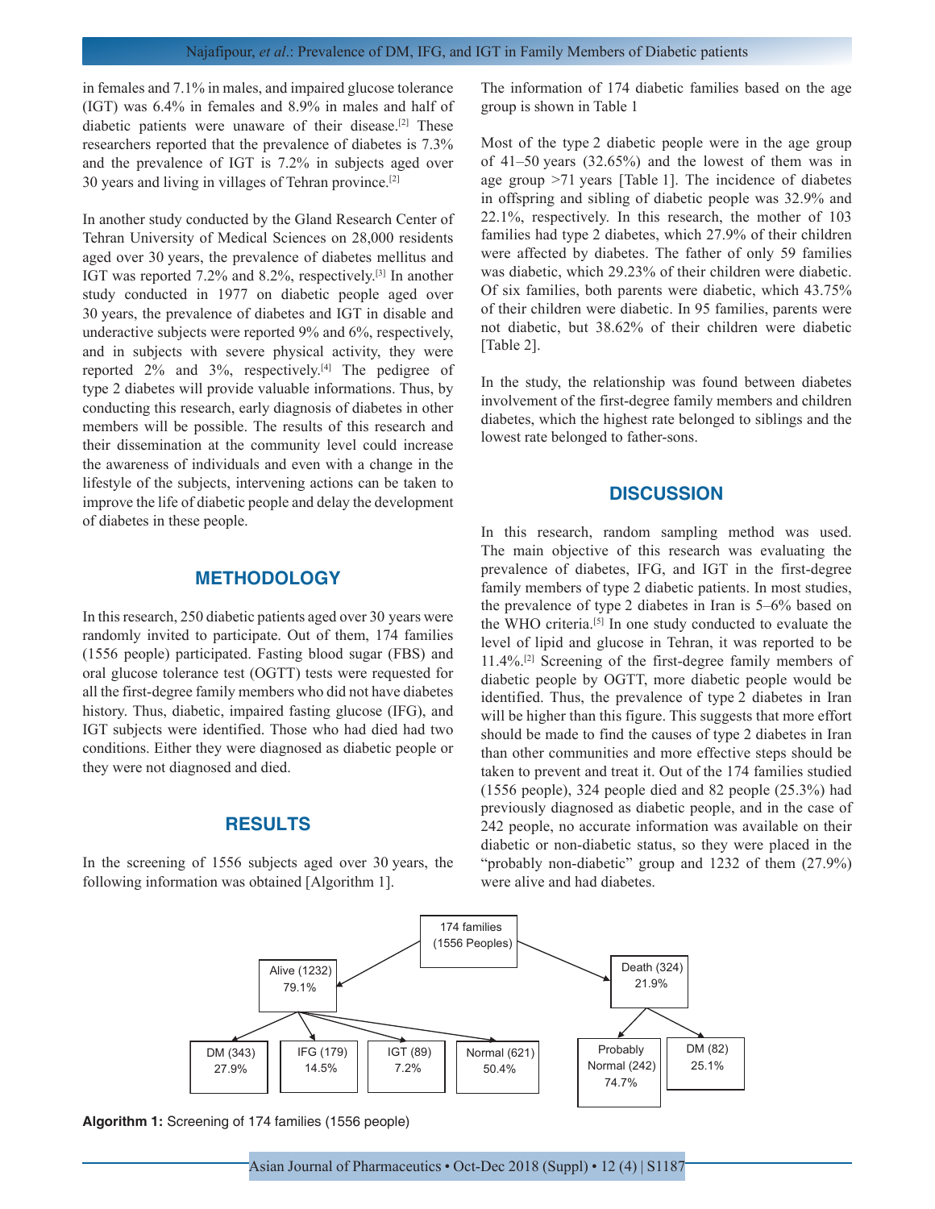in females and 7.1% in males, and impaired glucose tolerance (IGT) was 6.4% in females and 8.9% in males and half of diabetic patients were unaware of their disease.[2] These researchers reported that the prevalence of diabetes is 7.3% and the prevalence of IGT is 7.2% in subjects aged over 30 years and living in villages of Tehran province.[2]

In another study conducted by the Gland Research Center of Tehran University of Medical Sciences on 28,000 residents aged over 30 years, the prevalence of diabetes mellitus and IGT was reported 7.2% and 8.2%, respectively.[3] In another study conducted in 1977 on diabetic people aged over 30 years, the prevalence of diabetes and IGT in disable and underactive subjects were reported 9% and 6%, respectively, and in subjects with severe physical activity, they were reported 2% and 3%, respectively.[4] The pedigree of type 2 diabetes will provide valuable informations. Thus, by conducting this research, early diagnosis of diabetes in other members will be possible. The results of this research and their dissemination at the community level could increase the awareness of individuals and even with a change in the lifestyle of the subjects, intervening actions can be taken to improve the life of diabetic people and delay the development of diabetes in these people.

## METHODOLOGY

In this research, 250 diabetic patients aged over 30 years were randomly invited to participate. Out of them, 174 families (1556 people) participated. Fasting blood sugar (FBS) and oral glucose tolerance test (OGTT) tests were requested for all the first-degree family members who did not have diabetes history. Thus, diabetic, impaired fasting glucose (IFG), and IGT subjects were identified. Those who had died had two conditions. Either they were diagnosed as diabetic people or they were not diagnosed and died.

## RESULTS

In the screening of 1556 subjects aged over 30 years, the following information was obtained [Algorithm 1].

The information of 174 diabetic families based on the age group is shown in Table 1

Most of the type 2 diabetic people were in the age group of 41–50 years (32.65%) and the lowest of them was in age group >71 years [Table 1]. The incidence of diabetes in offspring and sibling of diabetic people was 32.9% and 22.1%, respectively. In this research, the mother of 103 families had type 2 diabetes, which 27.9% of their children were affected by diabetes. The father of only 59 families was diabetic, which 29.23% of their children were diabetic. Of six families, both parents were diabetic, which 43.75% of their children were diabetic. In 95 families, parents were not diabetic, but 38.62% of their children were diabetic [Table 2].

In the study, the relationship was found between diabetes involvement of the first-degree family members and children diabetes, which the highest rate belonged to siblings and the lowest rate belonged to father-sons.

## DISCUSSION

In this research, random sampling method was used. The main objective of this research was evaluating the prevalence of diabetes, IFG, and IGT in the first-degree family members of type 2 diabetic patients. In most studies, the prevalence of type 2 diabetes in Iran is 5–6% based on the WHO criteria.[5] In one study conducted to evaluate the level of lipid and glucose in Tehran, it was reported to be 11.4%.[2] Screening of the first-degree family members of diabetic people by OGTT, more diabetic people would be identified. Thus, the prevalence of type 2 diabetes in Iran will be higher than this figure. This suggests that more effort should be made to find the causes of type 2 diabetes in Iran than other communities and more effective steps should be taken to prevent and treat it. Out of the 174 families studied (1556 people), 324 people died and 82 people (25.3%) had previously diagnosed as diabetic people, and in the case of 242 people, no accurate information was available on their diabetic or non-diabetic status, so they were placed in the "probably non-diabetic" group and 1232 of them (27.9%) were alive and had diabetes.

174 families (1556 Peoples)

Alive (1232) 79.1%

Death (324) 21.9%

DM (343) 27.9%

IFG (179) 14.5%

IGT (89) 7.2%

Normal (621) 50.4%

Probably Normal (242) 74.7%

DM (82) 25.1%

**Algorithm 1:** Screening of 174 families (1556 people)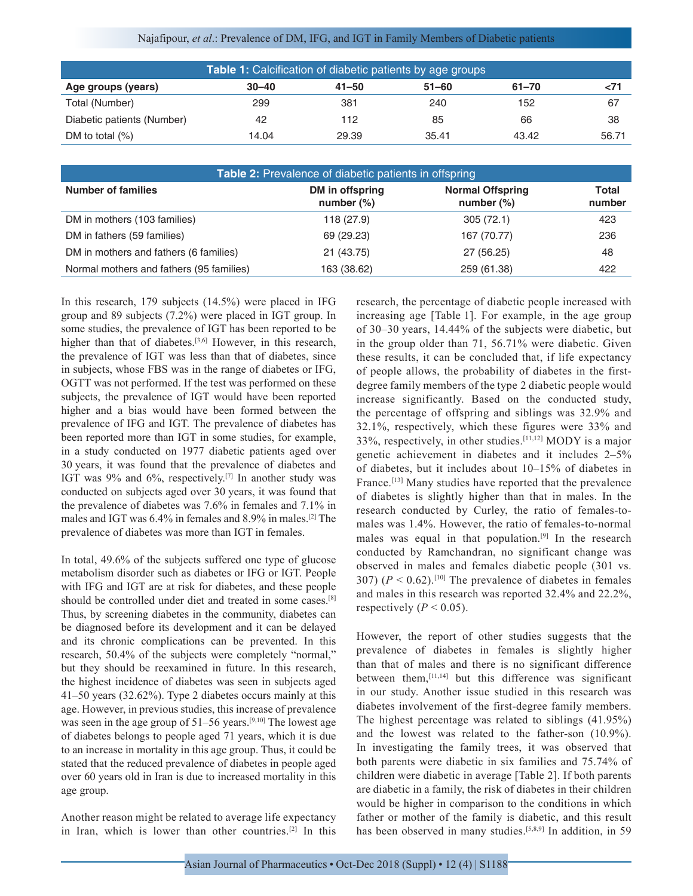**Table 1:** Calcification of diabetic patients by age groups

| Age groups (years) | 30–40 | 41–50 | 51–60 | 61–70 | <71 |
|---|---|---|---|---|---|
| Total (Number) | 299 | 381 | 240 | 152 | 67 |
| Diabetic patients (Number) | 42 | 112 | 85 | 66 | 38 |
| DM to total (%) | 14.04 | 29.39 | 35.41 | 43.42 | 56.71 |

**Table 2:** Prevalence of diabetic patients in offspring

| Number of families | DM in offspring number (%) | Normal Offspring number (%) | Total number |
|---|---|---|---|
| DM in mothers (103 families) | 118 (27.9) | 305 (72.1) | 423 |
| DM in fathers (59 families) | 69 (29.23) | 167 (70.77) | 236 |
| DM in mothers and fathers (6 families) | 21 (43.75) | 27 (56.25) | 48 |
| Normal mothers and fathers (95 families) | 163 (38.62) | 259 (61.38) | 422 |

In this research, 179 subjects (14.5%) were placed in IFG group and 89 subjects (7.2%) were placed in IGT group. In some studies, the prevalence of IGT has been reported to be higher than that of diabetes.[3,6] However, in this research, the prevalence of IGT was less than that of diabetes, since in subjects, whose FBS was in the range of diabetes or IFG, OGTT was not performed. If the test was performed on these subjects, the prevalence of IGT would have been reported higher and a bias would have been formed between the prevalence of IFG and IGT. The prevalence of diabetes has been reported more than IGT in some studies, for example, in a study conducted on 1977 diabetic patients aged over 30 years, it was found that the prevalence of diabetes and IGT was 9% and 6%, respectively.[7] In another study was conducted on subjects aged over 30 years, it was found that the prevalence of diabetes was 7.6% in females and 7.1% in males and IGT was 6.4% in females and 8.9% in males.[2] The prevalence of diabetes was more than IGT in females.

In total, 49.6% of the subjects suffered one type of glucose metabolism disorder such as diabetes or IFG or IGT. People with IFG and IGT are at risk for diabetes, and these people should be controlled under diet and treated in some cases.[8] Thus, by screening diabetes in the community, diabetes can be diagnosed before its development and it can be delayed and its chronic complications can be prevented. In this research, 50.4% of the subjects were completely "normal," but they should be reexamined in future. In this research, the highest incidence of diabetes was seen in subjects aged 41–50 years (32.62%). Type 2 diabetes occurs mainly at this age. However, in previous studies, this increase of prevalence was seen in the age group of 51–56 years.[9,10] The lowest age of diabetes belongs to people aged 71 years, which it is due to an increase in mortality in this age group. Thus, it could be stated that the reduced prevalence of diabetes in people aged over 60 years old in Iran is due to increased mortality in this age group.

Another reason might be related to average life expectancy in Iran, which is lower than other countries.[2] In this research, the percentage of diabetic people increased with increasing age [Table 1]. For example, in the age group of 30–30 years, 14.44% of the subjects were diabetic, but in the group older than 71, 56.71% were diabetic. Given these results, it can be concluded that, if life expectancy of people allows, the probability of diabetes in the first-degree family members of the type 2 diabetic people would increase significantly. Based on the conducted study, the percentage of offspring and siblings was 32.9% and 32.1%, respectively, which these figures were 33% and 33%, respectively, in other studies.[11,12] MODY is a major genetic achievement in diabetes and it includes 2–5% of diabetes, but it includes about 10–15% of diabetes in France.[13] Many studies have reported that the prevalence of diabetes is slightly higher than that in males. In the research conducted by Curley, the ratio of females-to-males was 1.4%. However, the ratio of females-to-normal males was equal in that population.[9] In the research conducted by Ramchandran, no significant change was observed in males and females diabetic people (301 vs. 307) ($P < 0.62$).[10] The prevalence of diabetes in females and males in this research was reported 32.4% and 22.2%, respectively ($P < 0.05$).

However, the report of other studies suggests that the prevalence of diabetes in females is slightly higher than that of males and there is no significant difference between them,[11,14] but this difference was significant in our study. Another issue studied in this research was diabetes involvement of the first-degree family members. The highest percentage was related to siblings (41.95%) and the lowest was related to the father-son (10.9%). In investigating the family trees, it was observed that both parents were diabetic in six families and 75.74% of children were diabetic in average [Table 2]. If both parents are diabetic in a family, the risk of diabetes in their children would be higher in comparison to the conditions in which father or mother of the family is diabetic, and this result has been observed in many studies.[5,8,9] In addition, in 59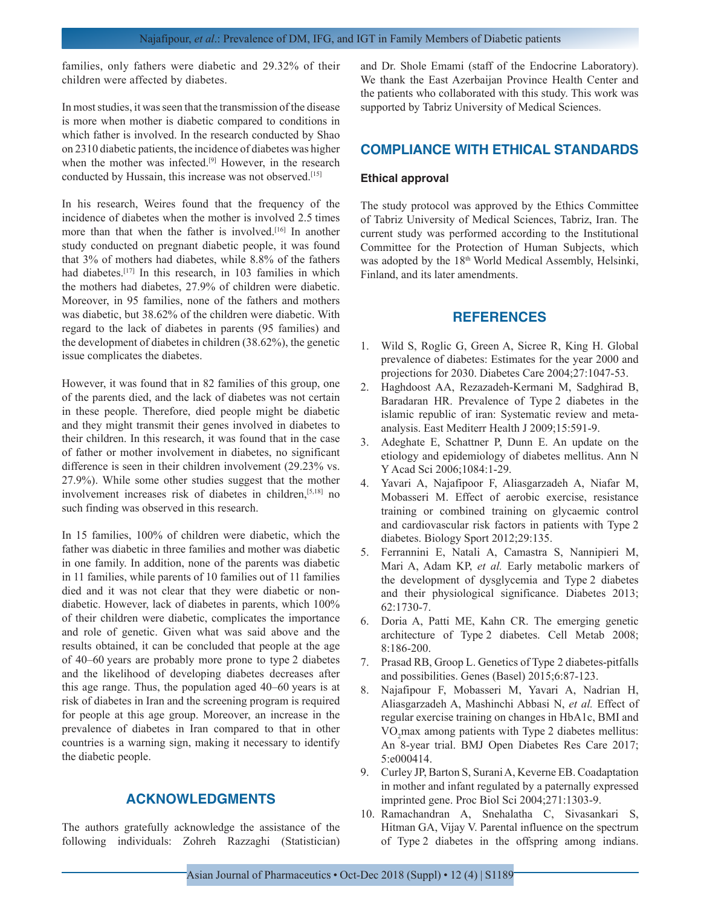families, only fathers were diabetic and 29.32% of their children were affected by diabetes.

In most studies, it was seen that the transmission of the disease is more when mother is diabetic compared to conditions in which father is involved. In the research conducted by Shao on 2310 diabetic patients, the incidence of diabetes was higher when the mother was infected.[9] However, in the research conducted by Hussain, this increase was not observed.[15]

In his research, Weires found that the frequency of the incidence of diabetes when the mother is involved 2.5 times more than that when the father is involved.[16] In another study conducted on pregnant diabetic people, it was found that 3% of mothers had diabetes, while 8.8% of the fathers had diabetes.[17] In this research, in 103 families in which the mothers had diabetes, 27.9% of children were diabetic. Moreover, in 95 families, none of the fathers and mothers was diabetic, but 38.62% of the children were diabetic. With regard to the lack of diabetes in parents (95 families) and the development of diabetes in children (38.62%), the genetic issue complicates the diabetes.

However, it was found that in 82 families of this group, one of the parents died, and the lack of diabetes was not certain in these people. Therefore, died people might be diabetic and they might transmit their genes involved in diabetes to their children. In this research, it was found that in the case of father or mother involvement in diabetes, no significant difference is seen in their children involvement (29.23% vs. 27.9%). While some other studies suggest that the mother involvement increases risk of diabetes in children,[5,18] no such finding was observed in this research.

In 15 families, 100% of children were diabetic, which the father was diabetic in three families and mother was diabetic in one family. In addition, none of the parents was diabetic in 11 families, while parents of 10 families out of 11 families died and it was not clear that they were diabetic or non-diabetic. However, lack of diabetes in parents, which 100% of their children were diabetic, complicates the importance and role of genetic. Given what was said above and the results obtained, it can be concluded that people at the age of 40–60 years are probably more prone to type 2 diabetes and the likelihood of developing diabetes decreases after this age range. Thus, the population aged 40–60 years is at risk of diabetes in Iran and the screening program is required for people at this age group. Moreover, an increase in the prevalence of diabetes in Iran compared to that in other countries is a warning sign, making it necessary to identify the diabetic people.

## ACKNOWLEDGMENTS

The authors gratefully acknowledge the assistance of the following individuals: Zohreh Razzaghi (Statistician) and Dr. Shole Emami (staff of the Endocrine Laboratory). We thank the East Azerbaijan Province Health Center and the patients who collaborated with this study. This work was supported by Tabriz University of Medical Sciences.

## COMPLIANCE WITH ETHICAL STANDARDS

### Ethical approval

The study protocol was approved by the Ethics Committee of Tabriz University of Medical Sciences, Tabriz, Iran. The current study was performed according to the Institutional Committee for the Protection of Human Subjects, which was adopted by the 18th World Medical Assembly, Helsinki, Finland, and its later amendments.

## REFERENCES

1. Wild S, Roglic G, Green A, Sicree R, King H. Global prevalence of diabetes: Estimates for the year 2000 and projections for 2030. Diabetes Care 2004;27:1047-53.
2. Haghdoost AA, Rezazadeh-Kermani M, Sadghirad B, Baradaran HR. Prevalence of Type 2 diabetes in the islamic republic of iran: Systematic review and meta-analysis. East Mediterr Health J 2009;15:591-9.
3. Adeghate E, Schattner P, Dunn E. An update on the etiology and epidemiology of diabetes mellitus. Ann N Y Acad Sci 2006;1084:1-29.
4. Yavari A, Najafipoor F, Aliasgarzadeh A, Niafar M, Mobasseri M. Effect of aerobic exercise, resistance training or combined training on glycaemic control and cardiovascular risk factors in patients with Type 2 diabetes. Biology Sport 2012;29:135.
5. Ferrannini E, Natali A, Camastra S, Nannipieri M, Mari A, Adam KP, *et al.* Early metabolic markers of the development of dysglycemia and Type 2 diabetes and their physiological significance. Diabetes 2013; 62:1730-7.
6. Doria A, Patti ME, Kahn CR. The emerging genetic architecture of Type 2 diabetes. Cell Metab 2008; 8:186-200.
7. Prasad RB, Groop L. Genetics of Type 2 diabetes-pitfalls and possibilities. Genes (Basel) 2015;6:87-123.
8. Najafipour F, Mobasseri M, Yavari A, Nadrian H, Aliasgarzadeh A, Mashinchi Abbasi N, *et al.* Effect of regular exercise training on changes in HbA1c, BMI and $VO_2$max among patients with Type 2 diabetes mellitus: An 8-year trial. BMJ Open Diabetes Res Care 2017; 5:e000414.
9. Curley JP, Barton S, Surani A, Keverne EB. Coadaptation in mother and infant regulated by a paternally expressed imprinted gene. Proc Biol Sci 2004;271:1303-9.
10. Ramachandran A, Snehalatha C, Sivasankari S, Hitman GA, Vijay V. Parental influence on the spectrum of Type 2 diabetes in the offspring among indians.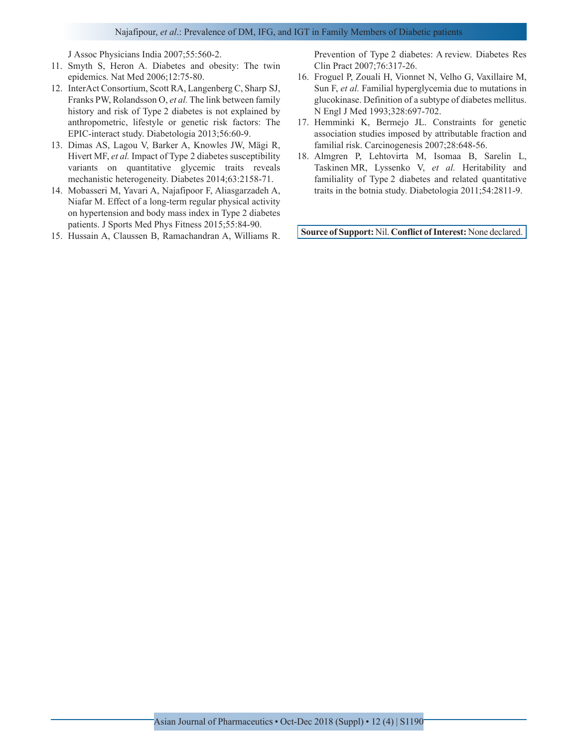J Assoc Physicians India 2007;55:560-2.

11. Smyth S, Heron A. Diabetes and obesity: The twin epidemics. Nat Med 2006;12:75-80.
12. InterAct Consortium, Scott RA, Langenberg C, Sharp SJ, Franks PW, Rolandsson O, *et al.* The link between family history and risk of Type 2 diabetes is not explained by anthropometric, lifestyle or genetic risk factors: The EPIC-interact study. Diabetologia 2013;56:60-9.
13. Dimas AS, Lagou V, Barker A, Knowles JW, Mägi R, Hivert MF, *et al.* Impact of Type 2 diabetes susceptibility variants on quantitative glycemic traits reveals mechanistic heterogeneity. Diabetes 2014;63:2158-71.
14. Mobasseri M, Yavari A, Najafipoor F, Aliasgarzadeh A, Niafar M. Effect of a long-term regular physical activity on hypertension and body mass index in Type 2 diabetes patients. J Sports Med Phys Fitness 2015;55:84-90.
15. Hussain A, Claussen B, Ramachandran A, Williams R. Prevention of Type 2 diabetes: A review. Diabetes Res Clin Pract 2007;76:317-26.
16. Froguel P, Zouali H, Vionnet N, Velho G, Vaxillaire M, Sun F, *et al.* Familial hyperglycemia due to mutations in glucokinase. Definition of a subtype of diabetes mellitus. N Engl J Med 1993;328:697-702.
17. Hemminki K, Bermejo JL. Constraints for genetic association studies imposed by attributable fraction and familial risk. Carcinogenesis 2007;28:648-56.
18. Almgren P, Lehtovirta M, Isomaa B, Sarelin L, Taskinen MR, Lyssenko V, *et al.* Heritability and familiality of Type 2 diabetes and related quantitative traits in the botnia study. Diabetologia 2011;54:2811-9.

**Source of Support:** Nil. **Conflict of Interest:** None declared.